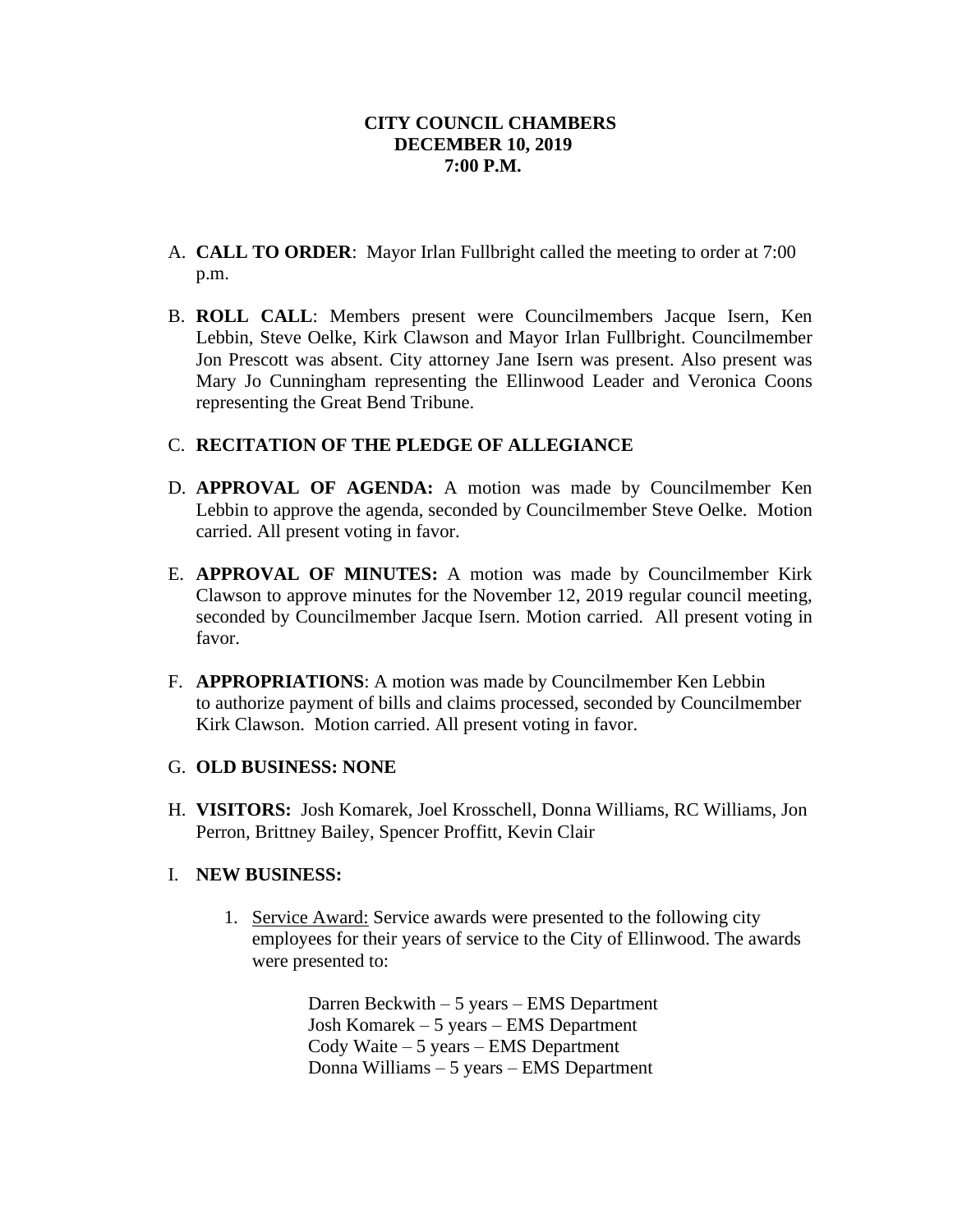**CITY COUNCIL CHAMBERS**
**DECEMBER 10, 2019**
**7:00 P.M.**

A. **CALL TO ORDER**: Mayor Irlan Fullbright called the meeting to order at 7:00 p.m.

B. **ROLL CALL**: Members present were Councilmembers Jacque Isern, Ken Lebbin, Steve Oelke, Kirk Clawson and Mayor Irlan Fullbright. Councilmember Jon Prescott was absent. City attorney Jane Isern was present. Also present was Mary Jo Cunningham representing the Ellinwood Leader and Veronica Coons representing the Great Bend Tribune.

C. **RECITATION OF THE PLEDGE OF ALLEGIANCE**

D. **APPROVAL OF AGENDA:** A motion was made by Councilmember Ken Lebbin to approve the agenda, seconded by Councilmember Steve Oelke. Motion carried. All present voting in favor.

E. **APPROVAL OF MINUTES:** A motion was made by Councilmember Kirk Clawson to approve minutes for the November 12, 2019 regular council meeting, seconded by Councilmember Jacque Isern. Motion carried. All present voting in favor.

F. **APPROPRIATIONS**: A motion was made by Councilmember Ken Lebbin to authorize payment of bills and claims processed, seconded by Councilmember Kirk Clawson. Motion carried. All present voting in favor.

G. **OLD BUSINESS: NONE**

H. **VISITORS:** Josh Komarek, Joel Krosschell, Donna Williams, RC Williams, Jon Perron, Brittney Bailey, Spencer Proffitt, Kevin Clair

I. **NEW BUSINESS:**

1. Service Award: Service awards were presented to the following city employees for their years of service to the City of Ellinwood. The awards were presented to:

   Darren Beckwith – 5 years – EMS Department
   Josh Komarek – 5 years – EMS Department
   Cody Waite – 5 years – EMS Department
   Donna Williams – 5 years – EMS Department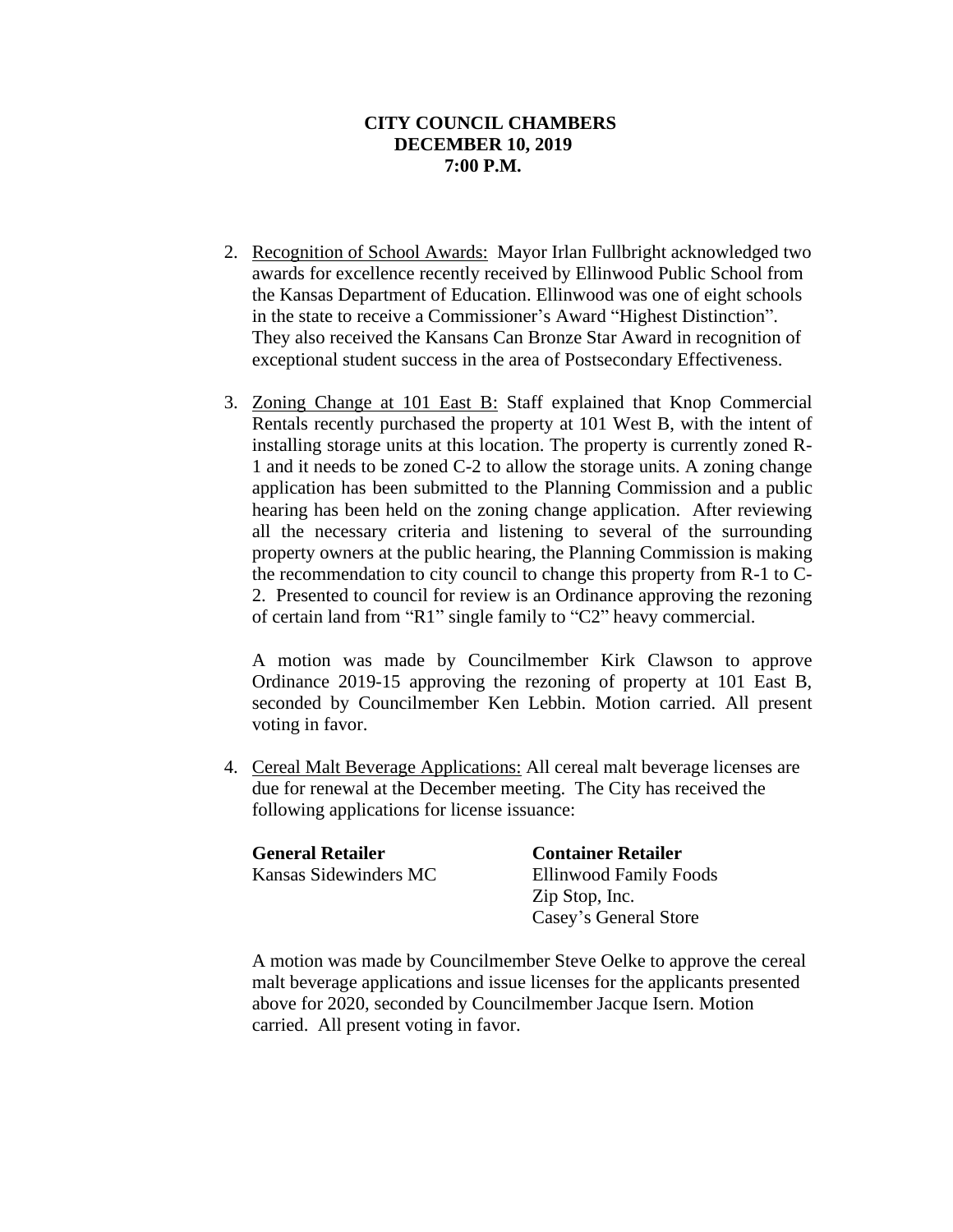**CITY COUNCIL CHAMBERS**
**DECEMBER 10, 2019**
**7:00 P.M.**

2. Recognition of School Awards: Mayor Irlan Fullbright acknowledged two awards for excellence recently received by Ellinwood Public School from the Kansas Department of Education. Ellinwood was one of eight schools in the state to receive a Commissioner's Award "Highest Distinction". They also received the Kansans Can Bronze Star Award in recognition of exceptional student success in the area of Postsecondary Effectiveness.

3. Zoning Change at 101 East B: Staff explained that Knop Commercial Rentals recently purchased the property at 101 West B, with the intent of installing storage units at this location. The property is currently zoned R-1 and it needs to be zoned C-2 to allow the storage units. A zoning change application has been submitted to the Planning Commission and a public hearing has been held on the zoning change application. After reviewing all the necessary criteria and listening to several of the surrounding property owners at the public hearing, the Planning Commission is making the recommendation to city council to change this property from R-1 to C-2. Presented to council for review is an Ordinance approving the rezoning of certain land from "R1" single family to "C2" heavy commercial.

   A motion was made by Councilmember Kirk Clawson to approve Ordinance 2019-15 approving the rezoning of property at 101 East B, seconded by Councilmember Ken Lebbin. Motion carried. All present voting in favor.

4. Cereal Malt Beverage Applications: All cereal malt beverage licenses are due for renewal at the December meeting. The City has received the following applications for license issuance:

   | **General Retailer** | **Container Retailer** |
   |---|---|
   | Kansas Sidewinders MC | Ellinwood Family Foods |
   | | Zip Stop, Inc. |
   | | Casey's General Store |

   A motion was made by Councilmember Steve Oelke to approve the cereal malt beverage applications and issue licenses for the applicants presented above for 2020, seconded by Councilmember Jacque Isern. Motion carried. All present voting in favor.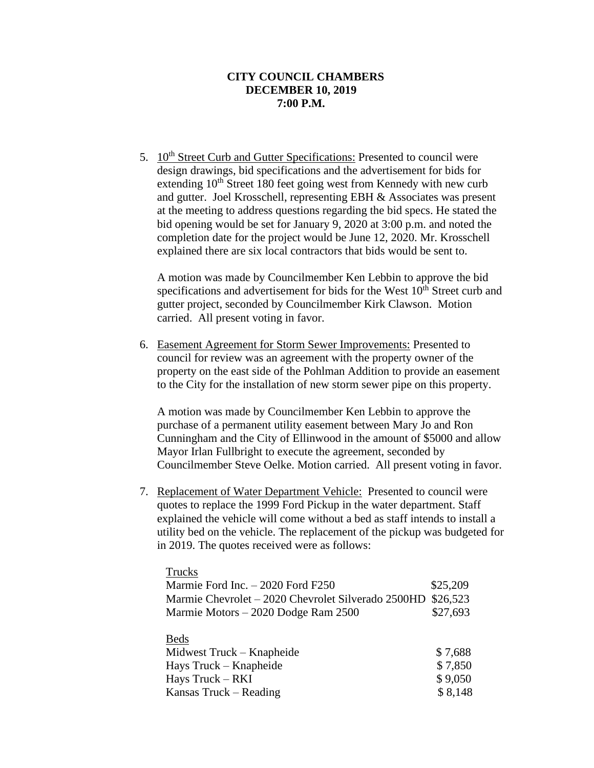**CITY COUNCIL CHAMBERS**
**DECEMBER 10, 2019**
**7:00 P.M.**

5. 10th Street Curb and Gutter Specifications: Presented to council were design drawings, bid specifications and the advertisement for bids for extending 10th Street 180 feet going west from Kennedy with new curb and gutter. Joel Krosschell, representing EBH & Associates was present at the meeting to address questions regarding the bid specs. He stated the bid opening would be set for January 9, 2020 at 3:00 p.m. and noted the completion date for the project would be June 12, 2020. Mr. Krosschell explained there are six local contractors that bids would be sent to.

   A motion was made by Councilmember Ken Lebbin to approve the bid specifications and advertisement for bids for the West 10th Street curb and gutter project, seconded by Councilmember Kirk Clawson. Motion carried. All present voting in favor.

6. Easement Agreement for Storm Sewer Improvements: Presented to council for review was an agreement with the property owner of the property on the east side of the Pohlman Addition to provide an easement to the City for the installation of new storm sewer pipe on this property.

   A motion was made by Councilmember Ken Lebbin to approve the purchase of a permanent utility easement between Mary Jo and Ron Cunningham and the City of Ellinwood in the amount of $5000 and allow Mayor Irlan Fullbright to execute the agreement, seconded by Councilmember Steve Oelke. Motion carried. All present voting in favor.

7. Replacement of Water Department Vehicle: Presented to council were quotes to replace the 1999 Ford Pickup in the water department. Staff explained the vehicle will come without a bed as staff intends to install a utility bed on the vehicle. The replacement of the pickup was budgeted for in 2019. The quotes received were as follows:

   | Trucks | |
   |---|---|
   | Marmie Ford Inc. – 2020 Ford F250 | $25,209 |
   | Marmie Chevrolet – 2020 Chevrolet Silverado 2500HD | $26,523 |
   | Marmie Motors – 2020 Dodge Ram 2500 | $27,693 |

   | Beds | |
   |---|---|
   | Midwest Truck – Knapheide | $ 7,688 |
   | Hays Truck – Knapheide | $ 7,850 |
   | Hays Truck – RKI | $ 9,050 |
   | Kansas Truck – Reading | $ 8,148 |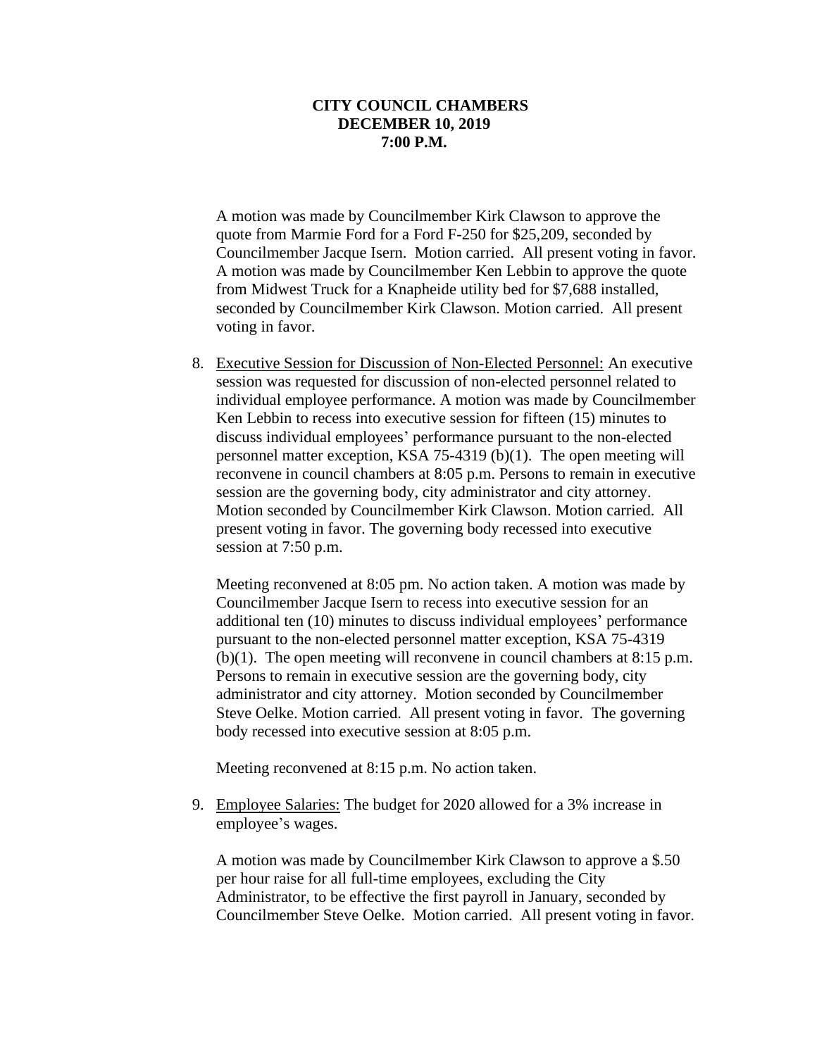**CITY COUNCIL CHAMBERS**
**DECEMBER 10, 2019**
**7:00 P.M.**

A motion was made by Councilmember Kirk Clawson to approve the quote from Marmie Ford for a Ford F-250 for $25,209, seconded by Councilmember Jacque Isern. Motion carried. All present voting in favor. A motion was made by Councilmember Ken Lebbin to approve the quote from Midwest Truck for a Knapheide utility bed for $7,688 installed, seconded by Councilmember Kirk Clawson. Motion carried. All present voting in favor.

8. Executive Session for Discussion of Non-Elected Personnel: An executive session was requested for discussion of non-elected personnel related to individual employee performance. A motion was made by Councilmember Ken Lebbin to recess into executive session for fifteen (15) minutes to discuss individual employees' performance pursuant to the non-elected personnel matter exception, KSA 75-4319 (b)(1). The open meeting will reconvene in council chambers at 8:05 p.m. Persons to remain in executive session are the governing body, city administrator and city attorney. Motion seconded by Councilmember Kirk Clawson. Motion carried. All present voting in favor. The governing body recessed into executive session at 7:50 p.m.

   Meeting reconvened at 8:05 pm. No action taken. A motion was made by Councilmember Jacque Isern to recess into executive session for an additional ten (10) minutes to discuss individual employees' performance pursuant to the non-elected personnel matter exception, KSA 75-4319 (b)(1). The open meeting will reconvene in council chambers at 8:15 p.m. Persons to remain in executive session are the governing body, city administrator and city attorney. Motion seconded by Councilmember Steve Oelke. Motion carried. All present voting in favor. The governing body recessed into executive session at 8:05 p.m.

   Meeting reconvened at 8:15 p.m. No action taken.

9. Employee Salaries: The budget for 2020 allowed for a 3% increase in employee's wages.

   A motion was made by Councilmember Kirk Clawson to approve a $.50 per hour raise for all full-time employees, excluding the City Administrator, to be effective the first payroll in January, seconded by Councilmember Steve Oelke. Motion carried. All present voting in favor.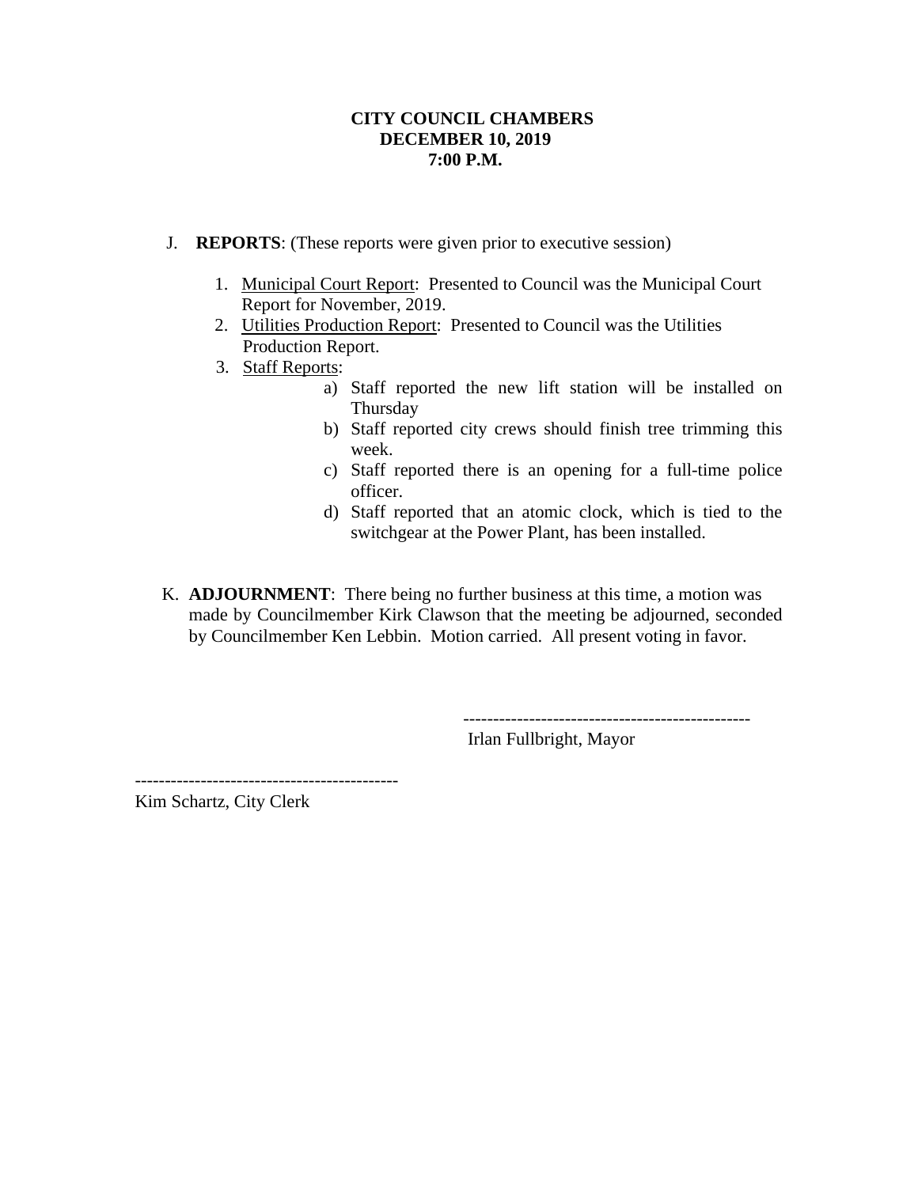**CITY COUNCIL CHAMBERS**
**DECEMBER 10, 2019**
**7:00 P.M.**

J. **REPORTS**: (These reports were given prior to executive session)

1. Municipal Court Report: Presented to Council was the Municipal Court Report for November, 2019.
2. Utilities Production Report: Presented to Council was the Utilities Production Report.
3. Staff Reports:
   a) Staff reported the new lift station will be installed on Thursday
   b) Staff reported city crews should finish tree trimming this week.
   c) Staff reported there is an opening for a full-time police officer.
   d) Staff reported that an atomic clock, which is tied to the switchgear at the Power Plant, has been installed.

K. **ADJOURNMENT**: There being no further business at this time, a motion was made by Councilmember Kirk Clawson that the meeting be adjourned, seconded by Councilmember Ken Lebbin. Motion carried. All present voting in favor.

------------------------------------------------
Irlan Fullbright, Mayor

--------------------------------------------
Kim Schartz, City Clerk